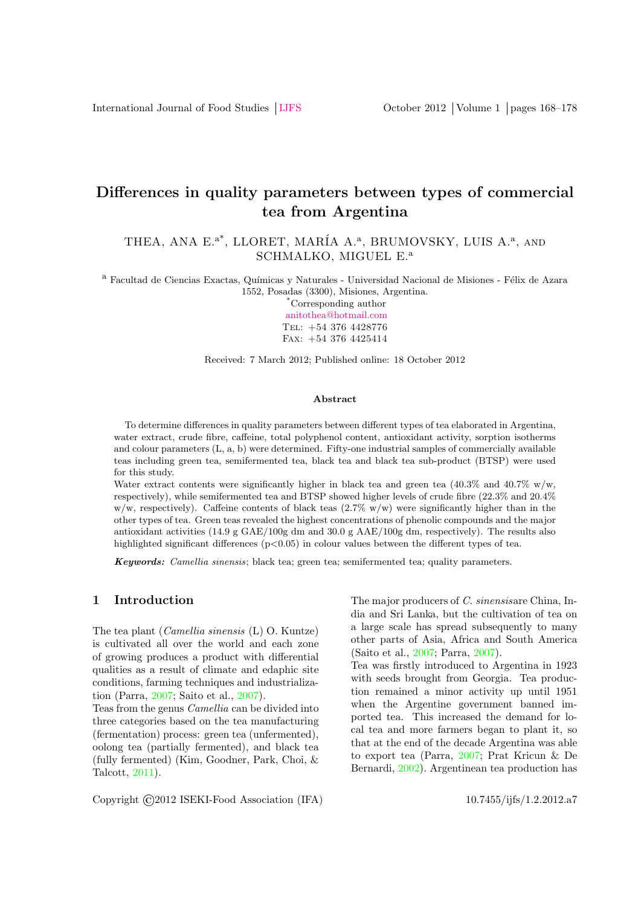# Differences in quality parameters between types of commercial tea from Argentina

THEA, ANA E.[a*], LLORET, MARÍA A.[a], BRUMOVSKY, LUIS A.[a], AND SCHMALKO, MIGUEL E.[a]

[a] Facultad de Ciencias Exactas, Químicas y Naturales - Universidad Nacional de Misiones - Félix de Azara 1552, Posadas (3300), Misiones, Argentina.

[*]Corresponding author

anitothea@hotmail.com

Tel: +54 376 4428776

Fax: +54 376 4425414

Received: 7 March 2012; Published online: 18 October 2012

## Abstract

To determine differences in quality parameters between different types of tea elaborated in Argentina, water extract, crude fibre, caffeine, total polyphenol content, antioxidant activity, sorption isotherms and colour parameters (L, a, b) were determined. Fifty-one industrial samples of commercially available teas including green tea, semifermented tea, black tea and black tea sub-product (BTSP) were used for this study.

Water extract contents were significantly higher in black tea and green tea (40.3% and 40.7% w/w, respectively), while semifermented tea and BTSP showed higher levels of crude fibre (22.3% and 20.4% w/w, respectively). Caffeine contents of black teas (2.7% w/w) were significantly higher than in the other types of tea. Green teas revealed the highest concentrations of phenolic compounds and the major antioxidant activities (14.9 g GAE/100g dm and 30.0 g AAE/100g dm, respectively). The results also highlighted significant differences ($p<0.05$) in colour values between the different types of tea.

***Keywords:*** *Camellia sinensis*; black tea; green tea; semifermented tea; quality parameters.

## 1 Introduction

The tea plant (*Camellia sinensis* (L) O. Kuntze) is cultivated all over the world and each zone of growing produces a product with differential qualities as a result of climate and edaphic site conditions, farming techniques and industrialization (Parra, 2007; Saito et al., 2007).

Teas from the genus *Camellia* can be divided into three categories based on the tea manufacturing (fermentation) process: green tea (unfermented), oolong tea (partially fermented), and black tea (fully fermented) (Kim, Goodner, Park, Choi, & Talcott, 2011).

The major producers of *C. sinensis*are China, India and Sri Lanka, but the cultivation of tea on a large scale has spread subsequently to many other parts of Asia, Africa and South America (Saito et al., 2007; Parra, 2007).

Tea was firstly introduced to Argentina in 1923 with seeds brought from Georgia. Tea production remained a minor activity up until 1951 when the Argentine government banned imported tea. This increased the demand for local tea and more farmers began to plant it, so that at the end of the decade Argentina was able to export tea (Parra, 2007; Prat Kricun & De Bernardi, 2002). Argentinean tea production has

Copyright ©2012 ISEKI-Food Association (IFA) 10.7455/ijfs/1.2.2012.a7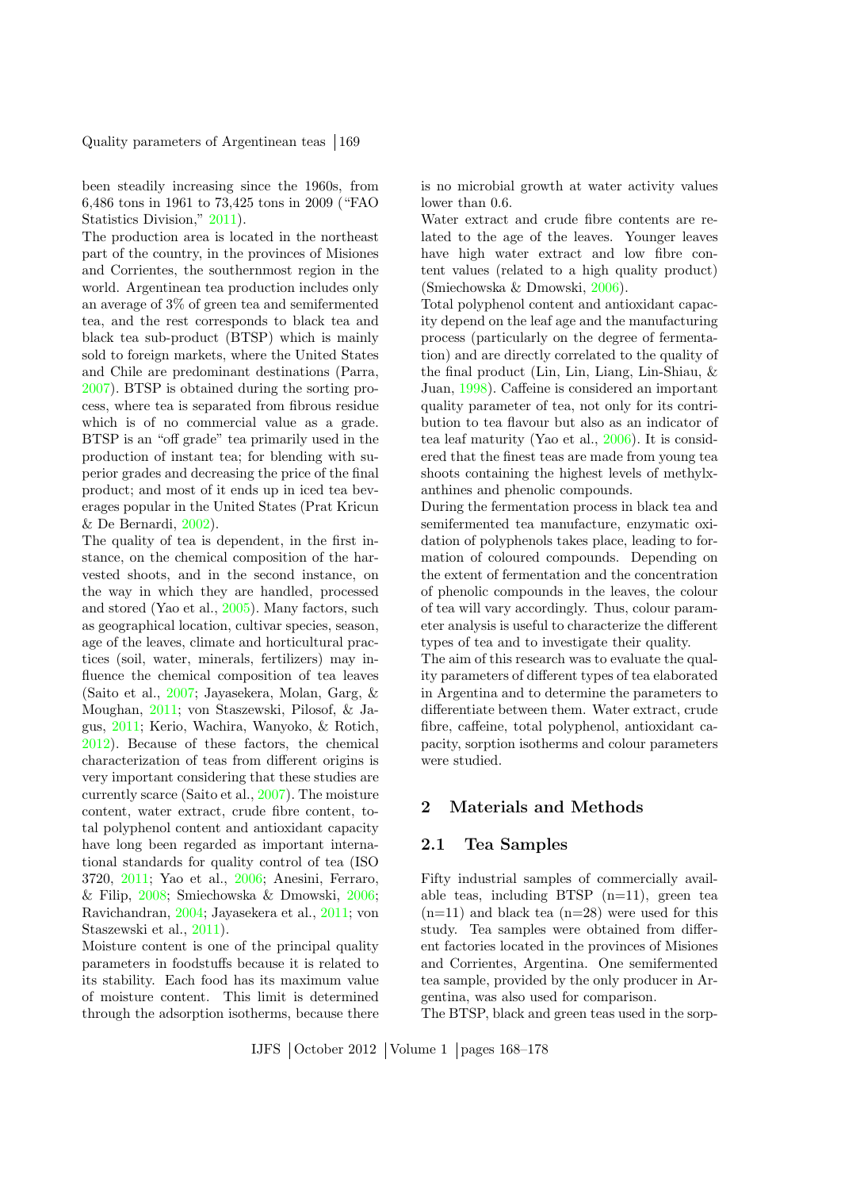been steadily increasing since the 1960s, from 6,486 tons in 1961 to 73,425 tons in 2009 ("FAO Statistics Division," 2011).

The production area is located in the northeast part of the country, in the provinces of Misiones and Corrientes, the southernmost region in the world. Argentinean tea production includes only an average of 3% of green tea and semifermented tea, and the rest corresponds to black tea and black tea sub-product (BTSP) which is mainly sold to foreign markets, where the United States and Chile are predominant destinations (Parra, 2007). BTSP is obtained during the sorting process, where tea is separated from fibrous residue which is of no commercial value as a grade. BTSP is an "off grade" tea primarily used in the production of instant tea; for blending with superior grades and decreasing the price of the final product; and most of it ends up in iced tea beverages popular in the United States (Prat Kricun & De Bernardi, 2002).

The quality of tea is dependent, in the first instance, on the chemical composition of the harvested shoots, and in the second instance, on the way in which they are handled, processed and stored (Yao et al., 2005). Many factors, such as geographical location, cultivar species, season, age of the leaves, climate and horticultural practices (soil, water, minerals, fertilizers) may influence the chemical composition of tea leaves (Saito et al., 2007; Jayasekera, Molan, Garg, & Moughan, 2011; von Staszewski, Pilosof, & Jagus, 2011; Kerio, Wachira, Wanyoko, & Rotich, 2012). Because of these factors, the chemical characterization of teas from different origins is very important considering that these studies are currently scarce (Saito et al., 2007). The moisture content, water extract, crude fibre content, total polyphenol content and antioxidant capacity have long been regarded as important international standards for quality control of tea (ISO 3720, 2011; Yao et al., 2006; Anesini, Ferraro, & Filip, 2008; Smiechowska & Dmowski, 2006; Ravichandran, 2004; Jayasekera et al., 2011; von Staszewski et al., 2011).

Moisture content is one of the principal quality parameters in foodstuffs because it is related to its stability. Each food has its maximum value of moisture content. This limit is determined through the adsorption isotherms, because there is no microbial growth at water activity values lower than 0.6.

Water extract and crude fibre contents are related to the age of the leaves. Younger leaves have high water extract and low fibre content values (related to a high quality product) (Smiechowska & Dmowski, 2006).

Total polyphenol content and antioxidant capacity depend on the leaf age and the manufacturing process (particularly on the degree of fermentation) and are directly correlated to the quality of the final product (Lin, Lin, Liang, Lin-Shiau, & Juan, 1998). Caffeine is considered an important quality parameter of tea, not only for its contribution to tea flavour but also as an indicator of tea leaf maturity (Yao et al., 2006). It is considered that the finest teas are made from young tea shoots containing the highest levels of methylxanthines and phenolic compounds.

During the fermentation process in black tea and semifermented tea manufacture, enzymatic oxidation of polyphenols takes place, leading to formation of coloured compounds. Depending on the extent of fermentation and the concentration of phenolic compounds in the leaves, the colour of tea will vary accordingly. Thus, colour parameter analysis is useful to characterize the different types of tea and to investigate their quality.

The aim of this research was to evaluate the quality parameters of different types of tea elaborated in Argentina and to determine the parameters to differentiate between them. Water extract, crude fibre, caffeine, total polyphenol, antioxidant capacity, sorption isotherms and colour parameters were studied.

## 2 Materials and Methods

### 2.1 Tea Samples

Fifty industrial samples of commercially available teas, including BTSP (n=11), green tea (n=11) and black tea (n=28) were used for this study. Tea samples were obtained from different factories located in the provinces of Misiones and Corrientes, Argentina. One semifermented tea sample, provided by the only producer in Argentina, was also used for comparison.

The BTSP, black and green teas used in the sorp-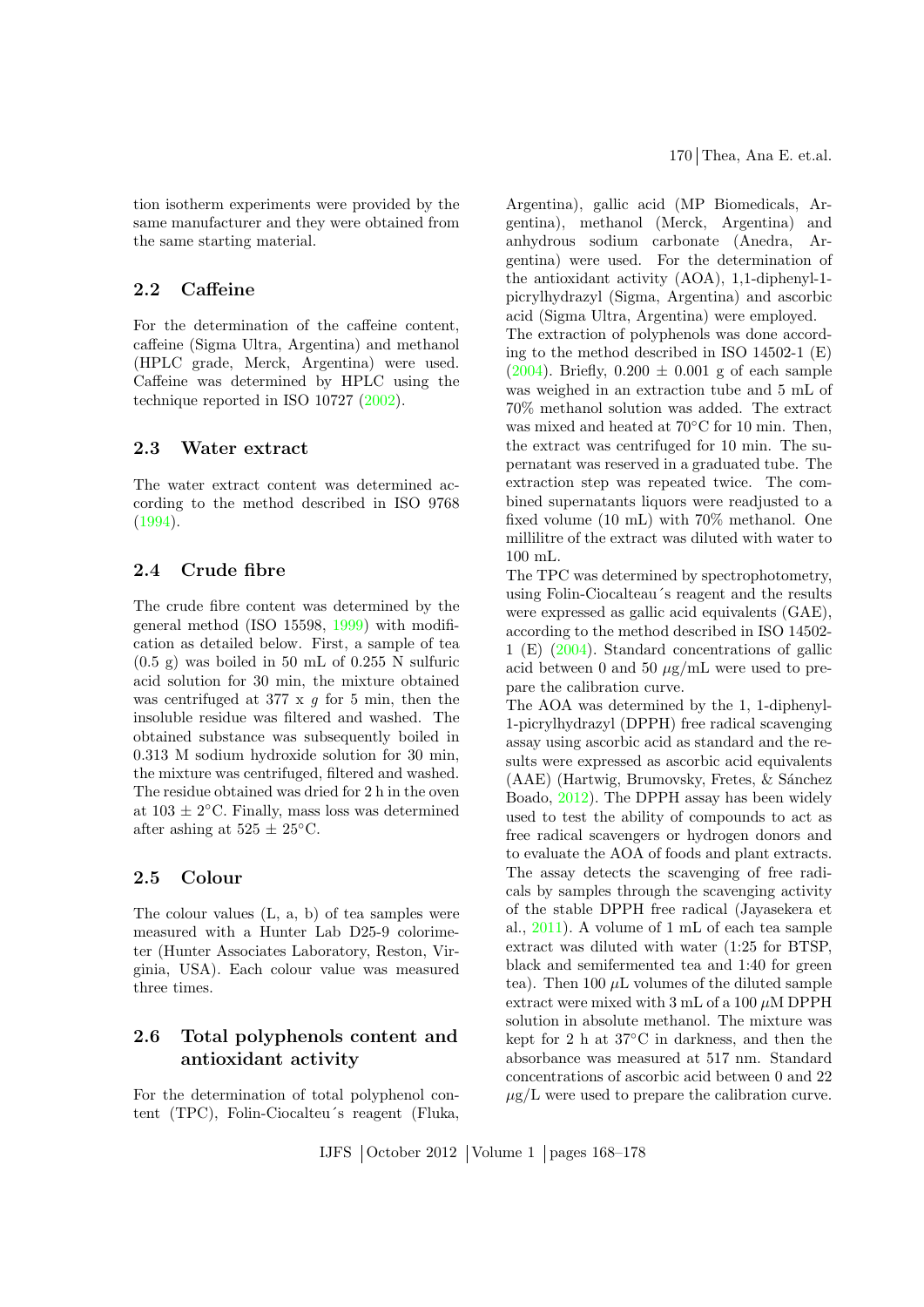tion isotherm experiments were provided by the same manufacturer and they were obtained from the same starting material.

## 2.2 Caffeine

For the determination of the caffeine content, caffeine (Sigma Ultra, Argentina) and methanol (HPLC grade, Merck, Argentina) were used. Caffeine was determined by HPLC using the technique reported in ISO 10727 (2002).

## 2.3 Water extract

The water extract content was determined according to the method described in ISO 9768 (1994).

## 2.4 Crude fibre

The crude fibre content was determined by the general method (ISO 15598, 1999) with modification as detailed below. First, a sample of tea (0.5 g) was boiled in 50 mL of 0.255 N sulfuric acid solution for 30 min, the mixture obtained was centrifuged at 377 x *g* for 5 min, then the insoluble residue was filtered and washed. The obtained substance was subsequently boiled in 0.313 M sodium hydroxide solution for 30 min, the mixture was centrifuged, filtered and washed. The residue obtained was dried for 2 h in the oven at $103 \pm 2$°C. Finally, mass loss was determined after ashing at $525 \pm 25$°C.

## 2.5 Colour

The colour values (L, a, b) of tea samples were measured with a Hunter Lab D25-9 colorimeter (Hunter Associates Laboratory, Reston, Virginia, USA). Each colour value was measured three times.

## 2.6 Total polyphenols content and antioxidant activity

For the determination of total polyphenol content (TPC), Folin-Ciocalteu´s reagent (Fluka, Argentina), gallic acid (MP Biomedicals, Argentina), methanol (Merck, Argentina) and anhydrous sodium carbonate (Anedra, Argentina) were used. For the determination of the antioxidant activity (AOA), 1,1-diphenyl-1-picrylhydrazyl (Sigma, Argentina) and ascorbic acid (Sigma Ultra, Argentina) were employed.

The extraction of polyphenols was done according to the method described in ISO 14502-1 (E) (2004). Briefly, $0.200 \pm 0.001$ g of each sample was weighed in an extraction tube and 5 mL of 70% methanol solution was added. The extract was mixed and heated at 70°C for 10 min. Then, the extract was centrifuged for 10 min. The supernatant was reserved in a graduated tube. The extraction step was repeated twice. The combined supernatants liquors were readjusted to a fixed volume (10 mL) with 70% methanol. One millilitre of the extract was diluted with water to 100 mL.

The TPC was determined by spectrophotometry, using Folin-Ciocalteu´s reagent and the results were expressed as gallic acid equivalents (GAE), according to the method described in ISO 14502-1 (E) (2004). Standard concentrations of gallic acid between 0 and 50 $\mu$g/mL were used to prepare the calibration curve.

The AOA was determined by the 1, 1-diphenyl-1-picrylhydrazyl (DPPH) free radical scavenging assay using ascorbic acid as standard and the results were expressed as ascorbic acid equivalents (AAE) (Hartwig, Brumovsky, Fretes, & Sánchez Boado, 2012). The DPPH assay has been widely used to test the ability of compounds to act as free radical scavengers or hydrogen donors and to evaluate the AOA of foods and plant extracts. The assay detects the scavenging of free radicals by samples through the scavenging activity of the stable DPPH free radical (Jayasekera et al., 2011). A volume of 1 mL of each tea sample extract was diluted with water (1:25 for BTSP, black and semifermented tea and 1:40 for green tea). Then 100 $\mu$L volumes of the diluted sample extract were mixed with 3 mL of a 100 $\mu$M DPPH solution in absolute methanol. The mixture was kept for 2 h at 37°C in darkness, and then the absorbance was measured at 517 nm. Standard concentrations of ascorbic acid between 0 and 22 $\mu$g/L were used to prepare the calibration curve.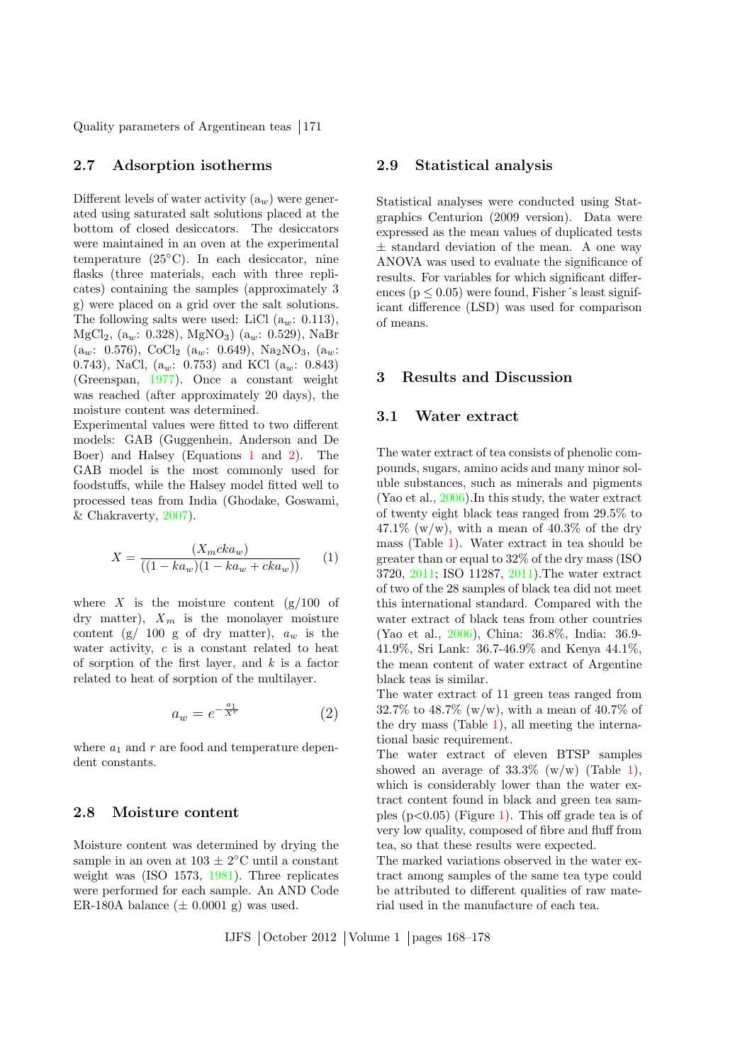## 2.7 Adsorption isotherms

Different levels of water activity ($a_w$) were generated using saturated salt solutions placed at the bottom of closed desiccators. The desiccators were maintained in an oven at the experimental temperature (25°C). In each desiccator, nine flasks (three materials, each with three replicates) containing the samples (approximately 3 g) were placed on a grid over the salt solutions. The following salts were used: LiCl ($a_w$: 0.113), $MgCl_2$, ($a_w$: 0.328), $MgNO_3$) ($a_w$: 0.529), NaBr ($a_w$: 0.576), $CoCl_2$ ($a_w$: 0.649), $Na_2NO_3$, ($a_w$: 0.743), NaCl, ($a_w$: 0.753) and KCl ($a_w$: 0.843) (Greenspan, 1977). Once a constant weight was reached (after approximately 20 days), the moisture content was determined.

Experimental values were fitted to two different models: GAB (Guggenhein, Anderson and De Boer) and Halsey (Equations 1 and 2). The GAB model is the most commonly used for foodstuffs, while the Halsey model fitted well to processed teas from India (Ghodake, Goswami, & Chakraverty, 2007).

$$X = \frac{(X_m c k a_w)}{((1 - k a_w)(1 - k a_w + c k a_w))} \qquad (1)$$

where $X$ is the moisture content (g/100 of dry matter), $X_m$ is the monolayer moisture content (g/ 100 g of dry matter), $a_w$ is the water activity, $c$ is a constant related to heat of sorption of the first layer, and $k$ is a factor related to heat of sorption of the multilayer.

$$a_w = e^{-\frac{a_1}{X^r}} \qquad (2)$$

where $a_1$ and $r$ are food and temperature dependent constants.

## 2.8 Moisture content

Moisture content was determined by drying the sample in an oven at 103 ± 2°C until a constant weight was (ISO 1573, 1981). Three replicates were performed for each sample. An AND Code ER-180A balance (± 0.0001 g) was used.

## 2.9 Statistical analysis

Statistical analyses were conducted using Statgraphics Centurion (2009 version). Data were expressed as the mean values of duplicated tests ± standard deviation of the mean. A one way ANOVA was used to evaluate the significance of results. For variables for which significant differences ($p \leq 0.05$) were found, Fisher´s least significant difference (LSD) was used for comparison of means.

# 3 Results and Discussion

## 3.1 Water extract

The water extract of tea consists of phenolic compounds, sugars, amino acids and many minor soluble substances, such as minerals and pigments (Yao et al., 2006).In this study, the water extract of twenty eight black teas ranged from 29.5% to 47.1% (w/w), with a mean of 40.3% of the dry mass (Table 1). Water extract in tea should be greater than or equal to 32% of the dry mass (ISO 3720, 2011; ISO 11287, 2011).The water extract of two of the 28 samples of black tea did not meet this international standard. Compared with the water extract of black teas from other countries (Yao et al., 2006), China: 36.8%, India: 36.9-41.9%, Sri Lank: 36.7-46.9% and Kenya 44.1%, the mean content of water extract of Argentine black teas is similar.

The water extract of 11 green teas ranged from 32.7% to 48.7% (w/w), with a mean of 40.7% of the dry mass (Table 1), all meeting the international basic requirement.

The water extract of eleven BTSP samples showed an average of 33.3% (w/w) (Table 1), which is considerably lower than the water extract content found in black and green tea samples ($p<0.05$) (Figure 1). This off grade tea is of very low quality, composed of fibre and fluff from tea, so that these results were expected.

The marked variations observed in the water extract among samples of the same tea type could be attributed to different qualities of raw material used in the manufacture of each tea.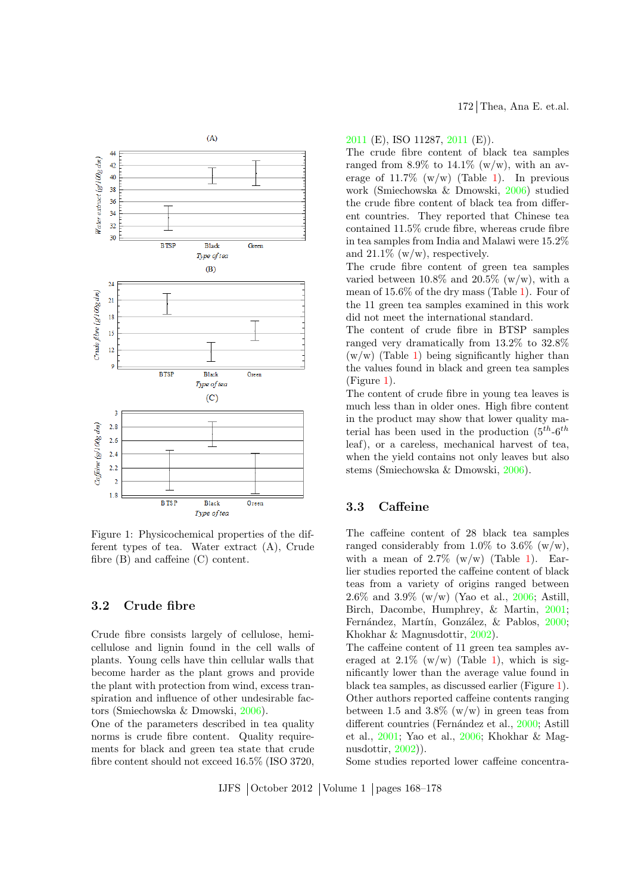Figure 1: Physicochemical properties of the different types of tea. Water extract (A), Crude fibre (B) and caffeine (C) content.

### 3.2 Crude fibre

Crude fibre consists largely of cellulose, hemicellulose and lignin found in the cell walls of plants. Young cells have thin cellular walls that become harder as the plant grows and provide the plant with protection from wind, excess transpiration and influence of other undesirable factors (Smiechowska & Dmowski, 2006).

One of the parameters described in tea quality norms is crude fibre content. Quality requirements for black and green tea state that crude fibre content should not exceed 16.5% (ISO 3720, 2011 (E), ISO 11287, 2011 (E)).

The crude fibre content of black tea samples ranged from 8.9% to 14.1% (w/w), with an average of 11.7% (w/w) (Table 1). In previous work (Smiechowska & Dmowski, 2006) studied the crude fibre content of black tea from different countries. They reported that Chinese tea contained 11.5% crude fibre, whereas crude fibre in tea samples from India and Malawi were 15.2% and 21.1% (w/w), respectively.

The crude fibre content of green tea samples varied between 10.8% and 20.5% (w/w), with a mean of 15.6% of the dry mass (Table 1). Four of the 11 green tea samples examined in this work did not meet the international standard.

The content of crude fibre in BTSP samples ranged very dramatically from 13.2% to 32.8% (w/w) (Table 1) being significantly higher than the values found in black and green tea samples (Figure 1).

The content of crude fibre in young tea leaves is much less than in older ones. High fibre content in the product may show that lower quality material has been used in the production ($5^{th}$-$6^{th}$ leaf), or a careless, mechanical harvest of tea, when the yield contains not only leaves but also stems (Smiechowska & Dmowski, 2006).

### 3.3 Caffeine

The caffeine content of 28 black tea samples ranged considerably from 1.0% to 3.6% (w/w), with a mean of 2.7% (w/w) (Table 1). Earlier studies reported the caffeine content of black teas from a variety of origins ranged between 2.6% and 3.9% (w/w) (Yao et al., 2006; Astill, Birch, Dacombe, Humphrey, & Martin, 2001; Fernández, Martín, González, & Pablos, 2000; Khokhar & Magnusdottir, 2002).

The caffeine content of 11 green tea samples averaged at 2.1% (w/w) (Table 1), which is significantly lower than the average value found in black tea samples, as discussed earlier (Figure 1). Other authors reported caffeine contents ranging between 1.5 and 3.8% (w/w) in green teas from different countries (Fernández et al., 2000; Astill et al., 2001; Yao et al., 2006; Khokhar & Magnusdottir, 2002)).

Some studies reported lower caffeine concentra-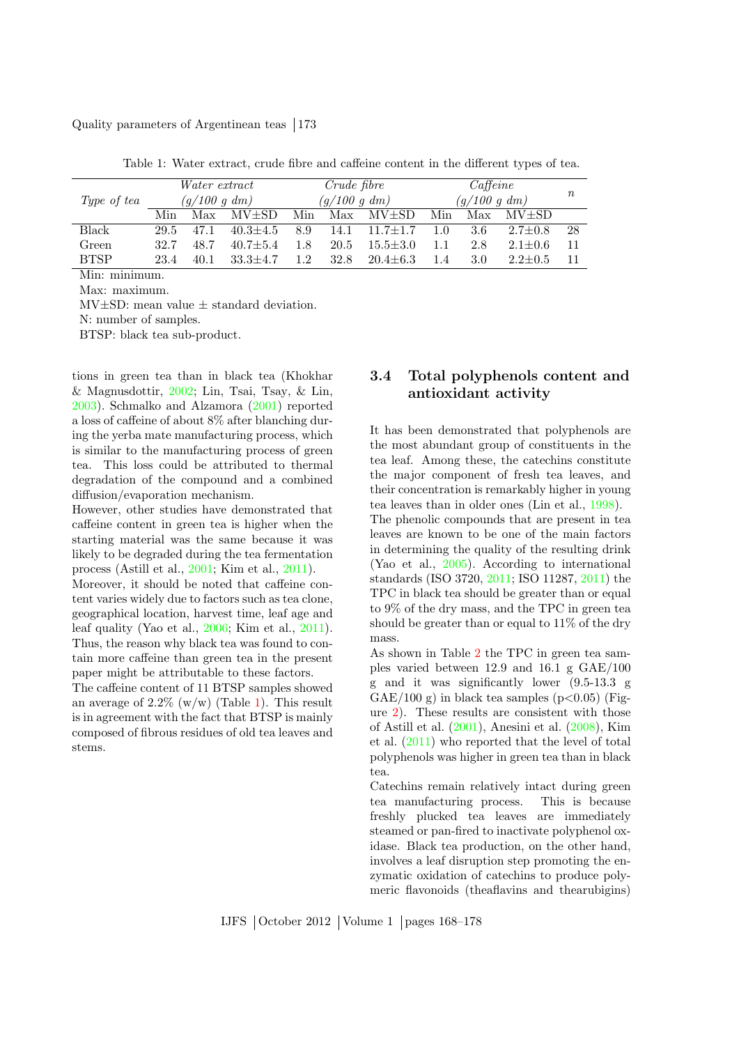Table 1: Water extract, crude fibre and caffeine content in the different types of tea.

| Type of tea | Water extract (g/100 g dm) | | | Crude fibre (g/100 g dm) | | | Caffeine (g/100 g dm) | | | n |
|---|---|---|---|---|---|---|---|---|---|---|
| | Min | Max | MV±SD | Min | Max | MV±SD | Min | Max | MV±SD | |
| Black | 29.5 | 47.1 | 40.3±4.5 | 8.9 | 14.1 | 11.7±1.7 | 1.0 | 3.6 | 2.7±0.8 | 28 |
| Green | 32.7 | 48.7 | 40.7±5.4 | 1.8 | 20.5 | 15.5±3.0 | 1.1 | 2.8 | 2.1±0.6 | 11 |
| BTSP | 23.4 | 40.1 | 33.3±4.7 | 1.2 | 32.8 | 20.4±6.3 | 1.4 | 3.0 | 2.2±0.5 | 11 |

Min: minimum.

Max: maximum.

MV±SD: mean value ± standard deviation.

N: number of samples.

BTSP: black tea sub-product.

tions in green tea than in black tea (Khokhar & Magnusdottir, 2002; Lin, Tsai, Tsay, & Lin, 2003). Schmalko and Alzamora (2001) reported a loss of caffeine of about 8% after blanching during the yerba mate manufacturing process, which is similar to the manufacturing process of green tea. This loss could be attributed to thermal degradation of the compound and a combined diffusion/evaporation mechanism.

However, other studies have demonstrated that caffeine content in green tea is higher when the starting material was the same because it was likely to be degraded during the tea fermentation process (Astill et al., 2001; Kim et al., 2011).

Moreover, it should be noted that caffeine content varies widely due to factors such as tea clone, geographical location, harvest time, leaf age and leaf quality (Yao et al., 2006; Kim et al., 2011). Thus, the reason why black tea was found to contain more caffeine than green tea in the present paper might be attributable to these factors.

The caffeine content of 11 BTSP samples showed an average of 2.2% (w/w) (Table 1). This result is in agreement with the fact that BTSP is mainly composed of fibrous residues of old tea leaves and stems.

## 3.4 Total polyphenols content and antioxidant activity

It has been demonstrated that polyphenols are the most abundant group of constituents in the tea leaf. Among these, the catechins constitute the major component of fresh tea leaves, and their concentration is remarkably higher in young tea leaves than in older ones (Lin et al., 1998).

The phenolic compounds that are present in tea leaves are known to be one of the main factors in determining the quality of the resulting drink (Yao et al., 2005). According to international standards (ISO 3720, 2011; ISO 11287, 2011) the TPC in black tea should be greater than or equal to 9% of the dry mass, and the TPC in green tea should be greater than or equal to 11% of the dry mass.

As shown in Table 2 the TPC in green tea samples varied between 12.9 and 16.1 g GAE/100 g and it was significantly lower (9.5-13.3 g GAE/100 g) in black tea samples ($p<0.05$) (Figure 2). These results are consistent with those of Astill et al. (2001), Anesini et al. (2008), Kim et al. (2011) who reported that the level of total polyphenols was higher in green tea than in black tea.

Catechins remain relatively intact during green tea manufacturing process. This is because freshly plucked tea leaves are immediately steamed or pan-fired to inactivate polyphenol oxidase. Black tea production, on the other hand, involves a leaf disruption step promoting the enzymatic oxidation of catechins to produce polymeric flavonoids (theaflavins and thearubigins)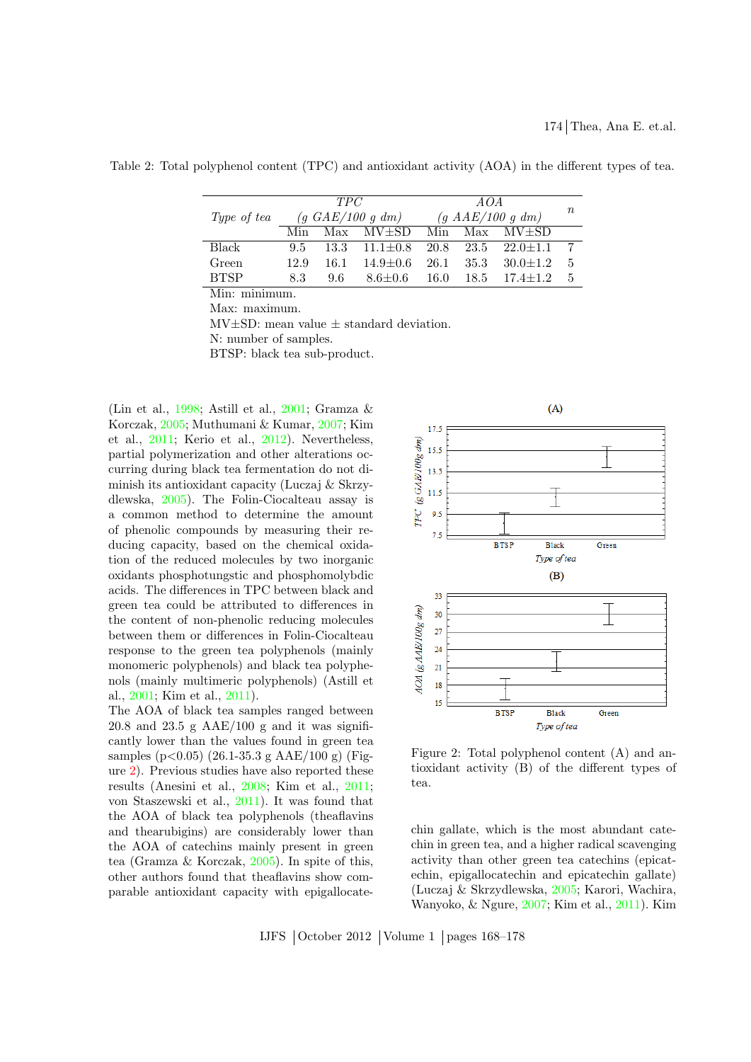Table 2: Total polyphenol content (TPC) and antioxidant activity (AOA) in the different types of tea.

| *Type of tea* | *TPC (g GAE/100 g dm)* | | | *AOA (g AAE/100 g dm)* | | | *n* |
|---|---|---|---|---|---|---|---|
| | Min | Max | MV±SD | Min | Max | MV±SD | |
| Black | 9.5 | 13.3 | 11.1±0.8 | 20.8 | 23.5 | 22.0±1.1 | 7 |
| Green | 12.9 | 16.1 | 14.9±0.6 | 26.1 | 35.3 | 30.0±1.2 | 5 |
| BTSP | 8.3 | 9.6 | 8.6±0.6 | 16.0 | 18.5 | 17.4±1.2 | 5 |

Min: minimum.

Max: maximum.

MV±SD: mean value ± standard deviation.

N: number of samples.

BTSP: black tea sub-product.

(Lin et al., 1998; Astill et al., 2001; Gramza & Korczak, 2005; Muthumani & Kumar, 2007; Kim et al., 2011; Kerio et al., 2012). Nevertheless, partial polymerization and other alterations occurring during black tea fermentation do not diminish its antioxidant capacity (Luczaj & Skrzydlewska, 2005). The Folin-Ciocalteau assay is a common method to determine the amount of phenolic compounds by measuring their reducing capacity, based on the chemical oxidation of the reduced molecules by two inorganic oxidants phosphotungstic and phosphomolybdic acids. The differences in TPC between black and green tea could be attributed to differences in the content of non-phenolic reducing molecules between them or differences in Folin-Ciocalteau response to the green tea polyphenols (mainly monomeric polyphenols) and black tea polyphenols (mainly multimeric polyphenols) (Astill et al., 2001; Kim et al., 2011).

The AOA of black tea samples ranged between 20.8 and 23.5 g AAE/100 g and it was significantly lower than the values found in green tea samples ($p<0.05$) (26.1-35.3 g AAE/100 g) (Figure 2). Previous studies have also reported these results (Anesini et al., 2008; Kim et al., 2011; von Staszewski et al., 2011). It was found that the AOA of black tea polyphenols (theaflavins and thearubigins) are considerably lower than the AOA of catechins mainly present in green tea (Gramza & Korczak, 2005). In spite of this, other authors found that theaflavins show comparable antioxidant capacity with epigallocatechin gallate, which is the most abundant catechin in green tea, and a higher radical scavenging activity than other green tea catechins (epicatechin, epigallocatechin and epicatechin gallate) (Luczaj & Skrzydlewska, 2005; Karori, Wachira, Wanyoko, & Ngure, 2007; Kim et al., 2011). Kim

Figure 2: Total polyphenol content (A) and antioxidant activity (B) of the different types of tea.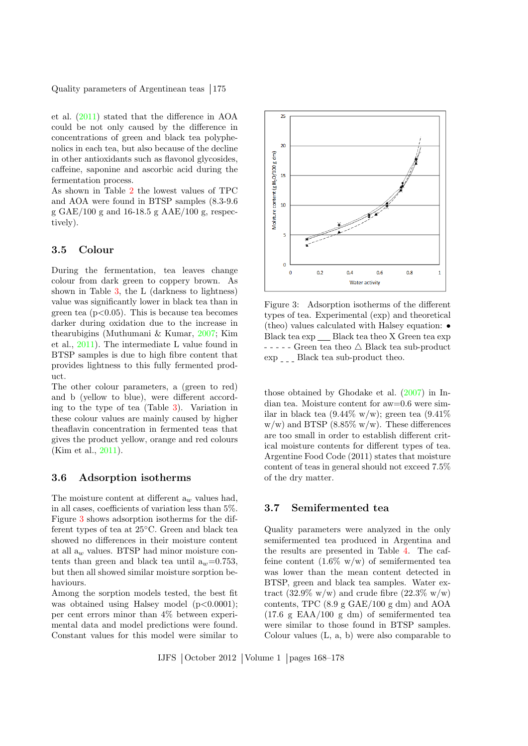et al. (2011) stated that the difference in AOA could be not only caused by the difference in concentrations of green and black tea polyphenolics in each tea, but also because of the decline in other antioxidants such as flavonol glycosides, caffeine, saponine and ascorbic acid during the fermentation process.

As shown in Table 2 the lowest values of TPC and AOA were found in BTSP samples (8.3-9.6 g GAE/100 g and 16-18.5 g AAE/100 g, respectively).

## 3.5 Colour

During the fermentation, tea leaves change colour from dark green to coppery brown. As shown in Table 3, the L (darkness to lightness) value was significantly lower in black tea than in green tea ($p<0.05$). This is because tea becomes darker during oxidation due to the increase in thearubigins (Muthumani & Kumar, 2007; Kim et al., 2011). The intermediate L value found in BTSP samples is due to high fibre content that provides lightness to this fully fermented product.

The other colour parameters, a (green to red) and b (yellow to blue), were different according to the type of tea (Table 3). Variation in these colour values are mainly caused by higher theaflavin concentration in fermented teas that gives the product yellow, orange and red colours (Kim et al., 2011).

## 3.6 Adsorption isotherms

The moisture content at different $a_w$ values had, in all cases, coefficients of variation less than 5%. Figure 3 shows adsorption isotherms for the different types of tea at 25°C. Green and black tea showed no differences in their moisture content at all $a_w$ values. BTSP had minor moisture contents than green and black tea until $a_w$=0.753, but then all showed similar moisture sorption behaviours.

Among the sorption models tested, the best fit was obtained using Halsey model ($p<0.0001$); per cent errors minor than 4% between experimental data and model predictions were found. Constant values for this model were similar to those obtained by Ghodake et al. (2007) in Indian tea. Moisture content for aw=0.6 were similar in black tea (9.44% w/w); green tea (9.41% w/w) and BTSP (8.85% w/w). These differences are too small in order to establish different critical moisture contents for different types of tea. Argentine Food Code (2011) states that moisture content of teas in general should not exceed 7.5% of the dry matter.

Figure 3: Adsorption isotherms of the different types of tea. Experimental (exp) and theoretical (theo) values calculated with Halsey equation: • Black tea exp ___ Black tea theo X Green tea exp - - - - - Green tea theo △ Black tea sub-product exp _ _ _ Black tea sub-product theo.

## 3.7 Semifermented tea

Quality parameters were analyzed in the only semifermented tea produced in Argentina and the results are presented in Table 4. The caffeine content (1.6% w/w) of semifermented tea was lower than the mean content detected in BTSP, green and black tea samples. Water extract (32.9% w/w) and crude fibre (22.3% w/w) contents, TPC (8.9 g GAE/100 g dm) and AOA (17.6 g EAA/100 g dm) of semifermented tea were similar to those found in BTSP samples. Colour values (L, a, b) were also comparable to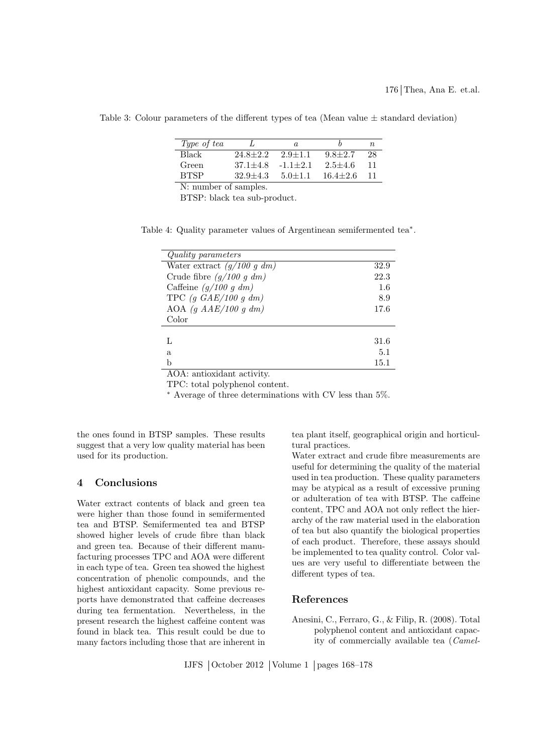Table 3: Colour parameters of the different types of tea (Mean value ± standard deviation)

| *Type of tea* | *L* | *a* | *b* | *n* |
|---|---|---|---|---|
| Black | 24.8±2.2 | 2.9±1.1 | 9.8±2.7 | 28 |
| Green | 37.1±4.8 | -1.1±2.1 | 2.5±4.6 | 11 |
| BTSP | 32.9±4.3 | 5.0±1.1 | 16.4±2.6 | 11 |

N: number of samples.

BTSP: black tea sub-product.

Table 4: Quality parameter values of Argentinean semifermented tea*.

| *Quality parameters* | |
|---|---|
| Water extract *(g/100 g dm)* | 32.9 |
| Crude fibre *(g/100 g dm)* | 22.3 |
| Caffeine *(g/100 g dm)* | 1.6 |
| TPC *(g GAE/100 g dm)* | 8.9 |
| AOA *(g AAE/100 g dm)* | 17.6 |
| Color | |
| L | 31.6 |
| a | 5.1 |
| b | 15.1 |

AOA: antioxidant activity.

TPC: total polyphenol content.

* Average of three determinations with CV less than 5%.

the ones found in BTSP samples. These results suggest that a very low quality material has been used for its production.

## 4 Conclusions

Water extract contents of black and green tea were higher than those found in semifermented tea and BTSP. Semifermented tea and BTSP showed higher levels of crude fibre than black and green tea. Because of their different manufacturing processes TPC and AOA were different in each type of tea. Green tea showed the highest concentration of phenolic compounds, and the highest antioxidant capacity. Some previous reports have demonstrated that caffeine decreases during tea fermentation. Nevertheless, in the present research the highest caffeine content was found in black tea. This result could be due to many factors including those that are inherent in tea plant itself, geographical origin and horticultural practices.

Water extract and crude fibre measurements are useful for determining the quality of the material used in tea production. These quality parameters may be atypical as a result of excessive pruning or adulteration of tea with BTSP. The caffeine content, TPC and AOA not only reflect the hierarchy of the raw material used in the elaboration of tea but also quantify the biological properties of each product. Therefore, these assays should be implemented to tea quality control. Color values are very useful to differentiate between the different types of tea.

## References

Anesini, C., Ferraro, G., & Filip, R. (2008). Total polyphenol content and antioxidant capacity of commercially available tea (*Camel-*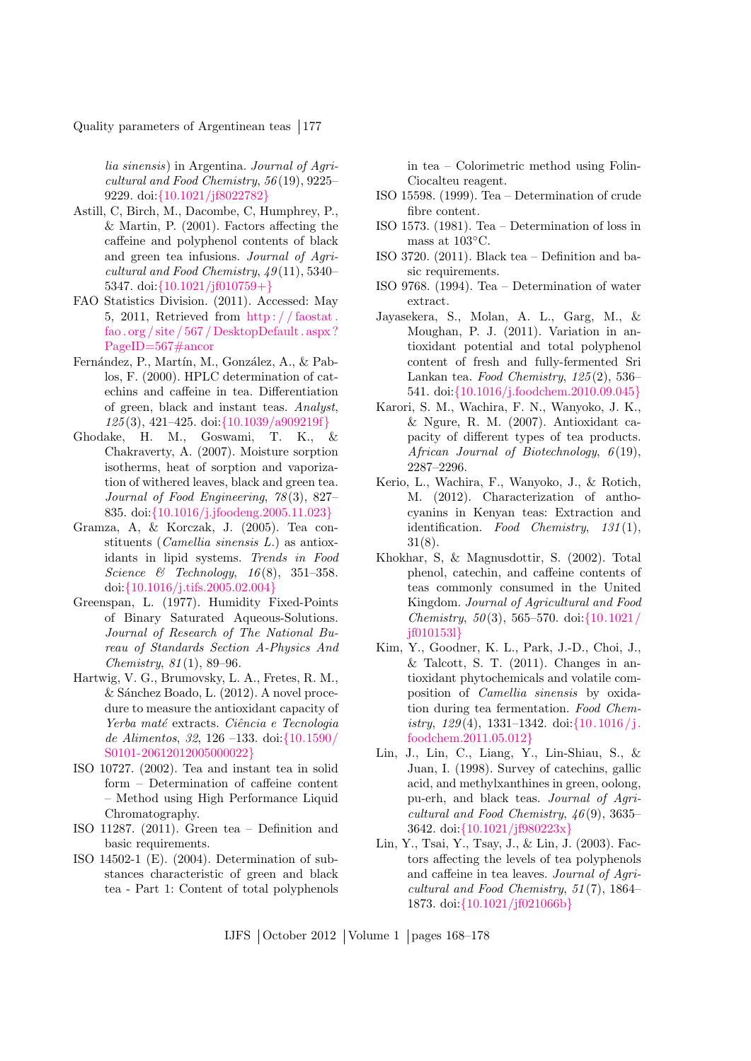*lia sinensis*) in Argentina. *Journal of Agricultural and Food Chemistry*, *56*(19), 9225–9229. doi:10.1021/jf8022782

Astill, C, Birch, M., Dacombe, C, Humphrey, P., & Martin, P. (2001). Factors affecting the caffeine and polyphenol contents of black and green tea infusions. *Journal of Agricultural and Food Chemistry*, *49*(11), 5340–5347. doi:10.1021/jf010759+

FAO Statistics Division. (2011). Accessed: May 5, 2011, Retrieved from http://faostat.fao.org/site/567/DesktopDefault.aspx?PageID=567#ancor

Fernández, P., Martín, M., González, A., & Pablos, F. (2000). HPLC determination of catechins and caffeine in tea. Differentiation of green, black and instant teas. *Analyst*, *125*(3), 421–425. doi:10.1039/a909219f

Ghodake, H. M., Goswami, T. K., & Chakraverty, A. (2007). Moisture sorption isotherms, heat of sorption and vaporization of withered leaves, black and green tea. *Journal of Food Engineering*, *78*(3), 827–835. doi:10.1016/j.jfoodeng.2005.11.023

Gramza, A, & Korczak, J. (2005). Tea constituents (*Camellia sinensis L.*) as antioxidants in lipid systems. *Trends in Food Science & Technology*, *16*(8), 351–358. doi:10.1016/j.tifs.2005.02.004

Greenspan, L. (1977). Humidity Fixed-Points of Binary Saturated Aqueous-Solutions. *Journal of Research of The National Bureau of Standards Section A-Physics And Chemistry*, *81*(1), 89–96.

Hartwig, V. G., Brumovsky, L. A., Fretes, R. M., & Sánchez Boado, L. (2012). A novel procedure to measure the antioxidant capacity of *Yerba maté* extracts. *Ciência e Tecnologia de Alimentos*, *32*, 126 –133. doi:10.1590/S0101-20612012005000022

ISO 10727. (2002). Tea and instant tea in solid form – Determination of caffeine content – Method using High Performance Liquid Chromatography.

ISO 11287. (2011). Green tea – Definition and basic requirements.

ISO 14502-1 (E). (2004). Determination of substances characteristic of green and black tea - Part 1: Content of total polyphenols in tea – Colorimetric method using Folin-Ciocalteu reagent.

ISO 15598. (1999). Tea – Determination of crude fibre content.

ISO 1573. (1981). Tea – Determination of loss in mass at 103°C.

ISO 3720. (2011). Black tea – Definition and basic requirements.

ISO 9768. (1994). Tea – Determination of water extract.

Jayasekera, S., Molan, A. L., Garg, M., & Moughan, P. J. (2011). Variation in antioxidant potential and total polyphenol content of fresh and fully-fermented Sri Lankan tea. *Food Chemistry*, *125*(2), 536–541. doi:10.1016/j.foodchem.2010.09.045

Karori, S. M., Wachira, F. N., Wanyoko, J. K., & Ngure, R. M. (2007). Antioxidant capacity of different types of tea products. *African Journal of Biotechnology*, *6*(19), 2287–2296.

Kerio, L., Wachira, F., Wanyoko, J., & Rotich, M. (2012). Characterization of anthocyanins in Kenyan teas: Extraction and identification. *Food Chemistry*, *131*(1), 31(8).

Khokhar, S, & Magnusdottir, S. (2002). Total phenol, catechin, and caffeine contents of teas commonly consumed in the United Kingdom. *Journal of Agricultural and Food Chemistry*, *50*(3), 565–570. doi:10.1021/jf010153l

Kim, Y., Goodner, K. L., Park, J.-D., Choi, J., & Talcott, S. T. (2011). Changes in antioxidant phytochemicals and volatile composition of *Camellia sinensis* by oxidation during tea fermentation. *Food Chemistry*, *129*(4), 1331–1342. doi:10.1016/j.foodchem.2011.05.012

Lin, J., Lin, C., Liang, Y., Lin-Shiau, S., & Juan, I. (1998). Survey of catechins, gallic acid, and methylxanthines in green, oolong, pu-erh, and black teas. *Journal of Agricultural and Food Chemistry*, *46*(9), 3635–3642. doi:10.1021/jf980223x

Lin, Y., Tsai, Y., Tsay, J., & Lin, J. (2003). Factors affecting the levels of tea polyphenols and caffeine in tea leaves. *Journal of Agricultural and Food Chemistry*, *51*(7), 1864–1873. doi:10.1021/jf021066b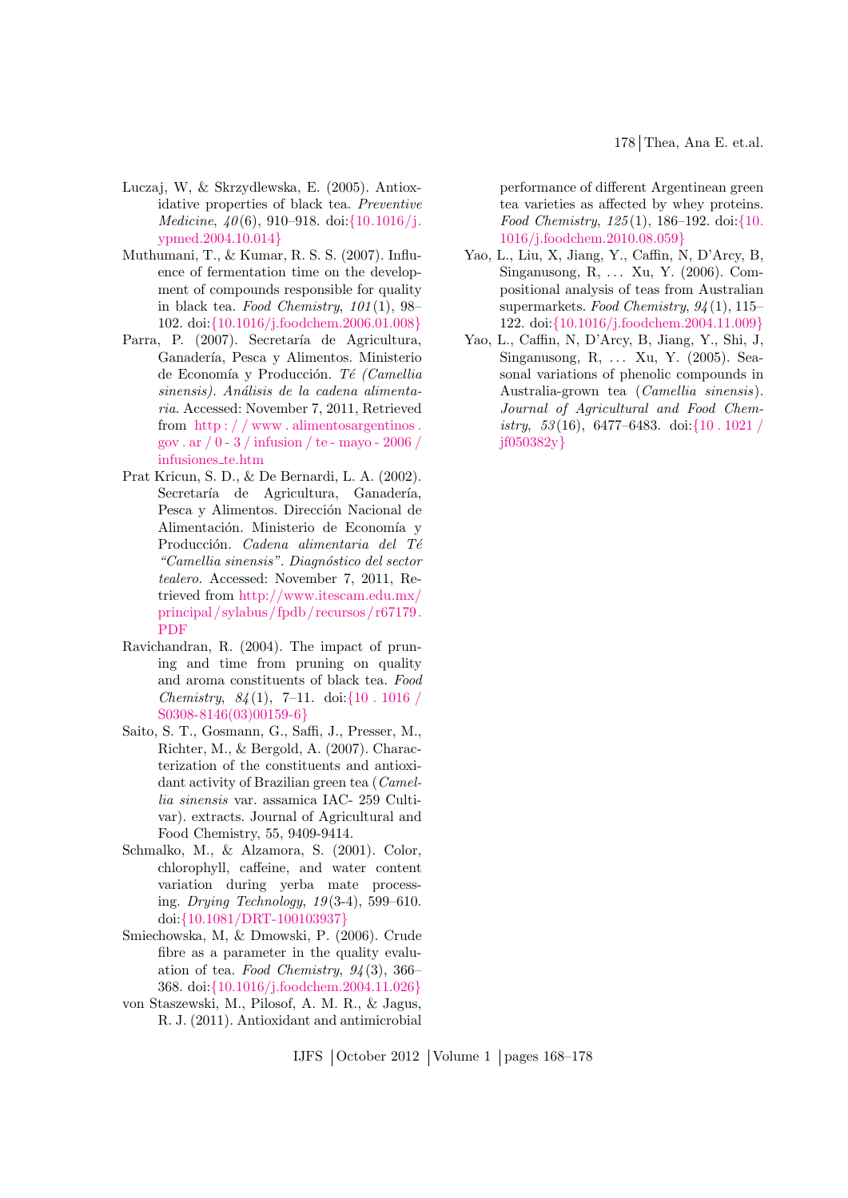Luczaj, W, & Skrzydlewska, E. (2005). Antioxidative properties of black tea. *Preventive Medicine*, *40*(6), 910–918. doi:{10.1016/j.ypmed.2004.10.014}

Muthumani, T., & Kumar, R. S. S. (2007). Influence of fermentation time on the development of compounds responsible for quality in black tea. *Food Chemistry*, *101*(1), 98–102. doi:{10.1016/j.foodchem.2006.01.008}

Parra, P. (2007). Secretaría de Agricultura, Ganadería, Pesca y Alimentos. Ministerio de Economía y Producción. *Té (Camellia sinensis). Análisis de la cadena alimentaria*. Accessed: November 7, 2011, Retrieved from http://www.alimentosargentinos.gov.ar/0-3/infusion/te-mayo-2006/infusiones_te.htm

Prat Kricun, S. D., & De Bernardi, L. A. (2002). Secretaría de Agricultura, Ganadería, Pesca y Alimentos. Dirección Nacional de Alimentación. Ministerio de Economía y Producción. *Cadena alimentaria del Té "Camellia sinensis". Diagnóstico del sector tealero*. Accessed: November 7, 2011, Retrieved from http://www.itescam.edu.mx/principal/sylabus/fpdb/recursos/r67179.PDF

Ravichandran, R. (2004). The impact of pruning and time from pruning on quality and aroma constituents of black tea. *Food Chemistry*, *84*(1), 7–11. doi:{10.1016/S0308-8146(03)00159-6}

Saito, S. T., Gosmann, G., Saffi, J., Presser, M., Richter, M., & Bergold, A. (2007). Characterization of the constituents and antioxidant activity of Brazilian green tea (*Camellia sinensis* var. assamica IAC- 259 Cultivar). extracts. Journal of Agricultural and Food Chemistry, 55, 9409-9414.

Schmalko, M., & Alzamora, S. (2001). Color, chlorophyll, caffeine, and water content variation during yerba mate processing. *Drying Technology*, *19*(3-4), 599–610. doi:{10.1081/DRT-100103937}

Smiechowska, M, & Dmowski, P. (2006). Crude fibre as a parameter in the quality evaluation of tea. *Food Chemistry*, *94*(3), 366–368. doi:{10.1016/j.foodchem.2004.11.026}

von Staszewski, M., Pilosof, A. M. R., & Jagus, R. J. (2011). Antioxidant and antimicrobial performance of different Argentinean green tea varieties as affected by whey proteins. *Food Chemistry*, *125*(1), 186–192. doi:{10.1016/j.foodchem.2010.08.059}

Yao, L., Liu, X, Jiang, Y., Caffin, N, D'Arcy, B, Singanusong, R, ... Xu, Y. (2006). Compositional analysis of teas from Australian supermarkets. *Food Chemistry*, *94*(1), 115–122. doi:{10.1016/j.foodchem.2004.11.009}

Yao, L., Caffin, N, D'Arcy, B, Jiang, Y., Shi, J, Singanusong, R, ... Xu, Y. (2005). Seasonal variations of phenolic compounds in Australia-grown tea (*Camellia sinensis*). *Journal of Agricultural and Food Chemistry*, *53*(16), 6477–6483. doi:{10.1021/jf050382y}